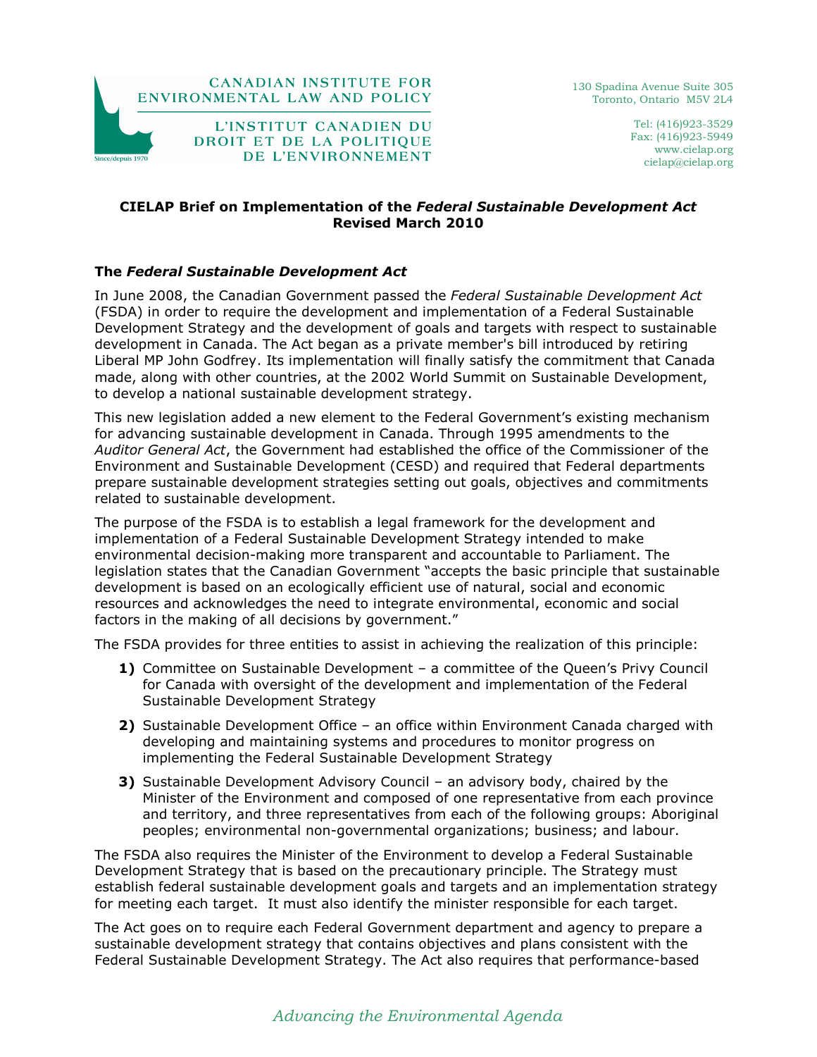CANADIAN INSTITUTE FOR ENVIRONMENTAL LAW AND POLICY

L'INSTITUT CANADIEN DU DROIT ET DE LA POLITIQUE DE L'ENVIRONNEMENT

Since/depuis 1970

130 Spadina Avenue Suite 305
Toronto, Ontario M5V 2L4

Tel: (416)923-3529
Fax: (416)923-5949
www.cielap.org
cielap@cielap.org

**CIELAP Brief on Implementation of the *Federal Sustainable Development Act***
**Revised March 2010**

## The *Federal Sustainable Development Act*

In June 2008, the Canadian Government passed the *Federal Sustainable Development Act* (FSDA) in order to require the development and implementation of a Federal Sustainable Development Strategy and the development of goals and targets with respect to sustainable development in Canada. The Act began as a private member's bill introduced by retiring Liberal MP John Godfrey. Its implementation will finally satisfy the commitment that Canada made, along with other countries, at the 2002 World Summit on Sustainable Development, to develop a national sustainable development strategy.

This new legislation added a new element to the Federal Government's existing mechanism for advancing sustainable development in Canada. Through 1995 amendments to the *Auditor General Act*, the Government had established the office of the Commissioner of the Environment and Sustainable Development (CESD) and required that Federal departments prepare sustainable development strategies setting out goals, objectives and commitments related to sustainable development.

The purpose of the FSDA is to establish a legal framework for the development and implementation of a Federal Sustainable Development Strategy intended to make environmental decision-making more transparent and accountable to Parliament. The legislation states that the Canadian Government "accepts the basic principle that sustainable development is based on an ecologically efficient use of natural, social and economic resources and acknowledges the need to integrate environmental, economic and social factors in the making of all decisions by government."

The FSDA provides for three entities to assist in achieving the realization of this principle:

1) Committee on Sustainable Development – a committee of the Queen's Privy Council for Canada with oversight of the development and implementation of the Federal Sustainable Development Strategy
2) Sustainable Development Office – an office within Environment Canada charged with developing and maintaining systems and procedures to monitor progress on implementing the Federal Sustainable Development Strategy
3) Sustainable Development Advisory Council – an advisory body, chaired by the Minister of the Environment and composed of one representative from each province and territory, and three representatives from each of the following groups: Aboriginal peoples; environmental non-governmental organizations; business; and labour.

The FSDA also requires the Minister of the Environment to develop a Federal Sustainable Development Strategy that is based on the precautionary principle. The Strategy must establish federal sustainable development goals and targets and an implementation strategy for meeting each target. It must also identify the minister responsible for each target.

The Act goes on to require each Federal Government department and agency to prepare a sustainable development strategy that contains objectives and plans consistent with the Federal Sustainable Development Strategy. The Act also requires that performance-based

*Advancing the Environmental Agenda*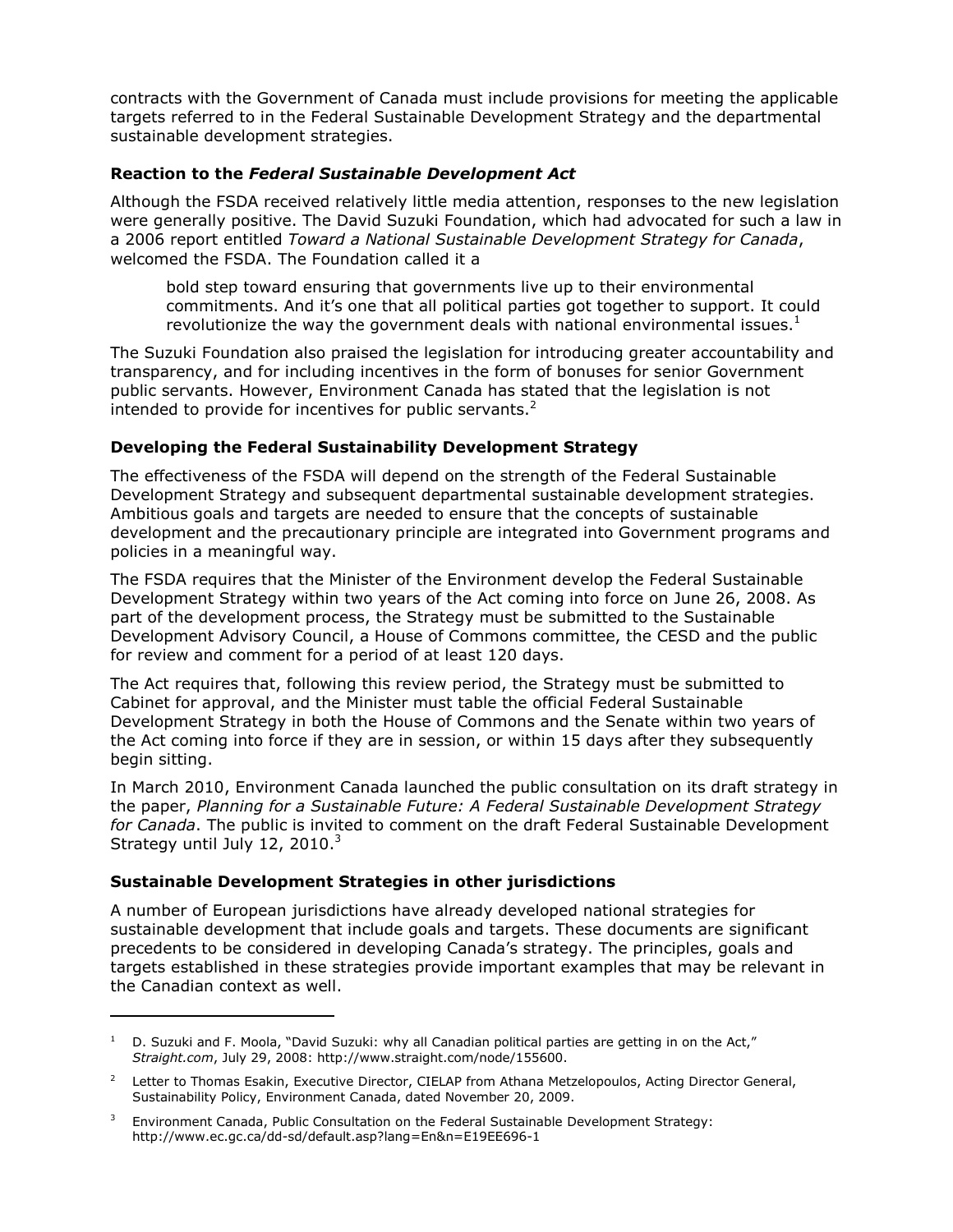contracts with the Government of Canada must include provisions for meeting the applicable targets referred to in the Federal Sustainable Development Strategy and the departmental sustainable development strategies.

### Reaction to the *Federal Sustainable Development Act*

Although the FSDA received relatively little media attention, responses to the new legislation were generally positive. The David Suzuki Foundation, which had advocated for such a law in a 2006 report entitled *Toward a National Sustainable Development Strategy for Canada*, welcomed the FSDA. The Foundation called it a

> bold step toward ensuring that governments live up to their environmental commitments. And it's one that all political parties got together to support. It could revolutionize the way the government deals with national environmental issues.[1]

The Suzuki Foundation also praised the legislation for introducing greater accountability and transparency, and for including incentives in the form of bonuses for senior Government public servants. However, Environment Canada has stated that the legislation is not intended to provide for incentives for public servants.[2]

### Developing the Federal Sustainability Development Strategy

The effectiveness of the FSDA will depend on the strength of the Federal Sustainable Development Strategy and subsequent departmental sustainable development strategies. Ambitious goals and targets are needed to ensure that the concepts of sustainable development and the precautionary principle are integrated into Government programs and policies in a meaningful way.

The FSDA requires that the Minister of the Environment develop the Federal Sustainable Development Strategy within two years of the Act coming into force on June 26, 2008. As part of the development process, the Strategy must be submitted to the Sustainable Development Advisory Council, a House of Commons committee, the CESD and the public for review and comment for a period of at least 120 days.

The Act requires that, following this review period, the Strategy must be submitted to Cabinet for approval, and the Minister must table the official Federal Sustainable Development Strategy in both the House of Commons and the Senate within two years of the Act coming into force if they are in session, or within 15 days after they subsequently begin sitting.

In March 2010, Environment Canada launched the public consultation on its draft strategy in the paper, *Planning for a Sustainable Future: A Federal Sustainable Development Strategy for Canada*. The public is invited to comment on the draft Federal Sustainable Development Strategy until July 12, 2010.[3]

### Sustainable Development Strategies in other jurisdictions

A number of European jurisdictions have already developed national strategies for sustainable development that include goals and targets. These documents are significant precedents to be considered in developing Canada's strategy. The principles, goals and targets established in these strategies provide important examples that may be relevant in the Canadian context as well.

---

[1] D. Suzuki and F. Moola, "David Suzuki: why all Canadian political parties are getting in on the Act," *Straight.com*, July 29, 2008: http://www.straight.com/node/155600.

[2] Letter to Thomas Esakin, Executive Director, CIELAP from Athana Metzelopoulos, Acting Director General, Sustainability Policy, Environment Canada, dated November 20, 2009.

[3] Environment Canada, Public Consultation on the Federal Sustainable Development Strategy: http://www.ec.gc.ca/dd-sd/default.asp?lang=En&n=E19EE696-1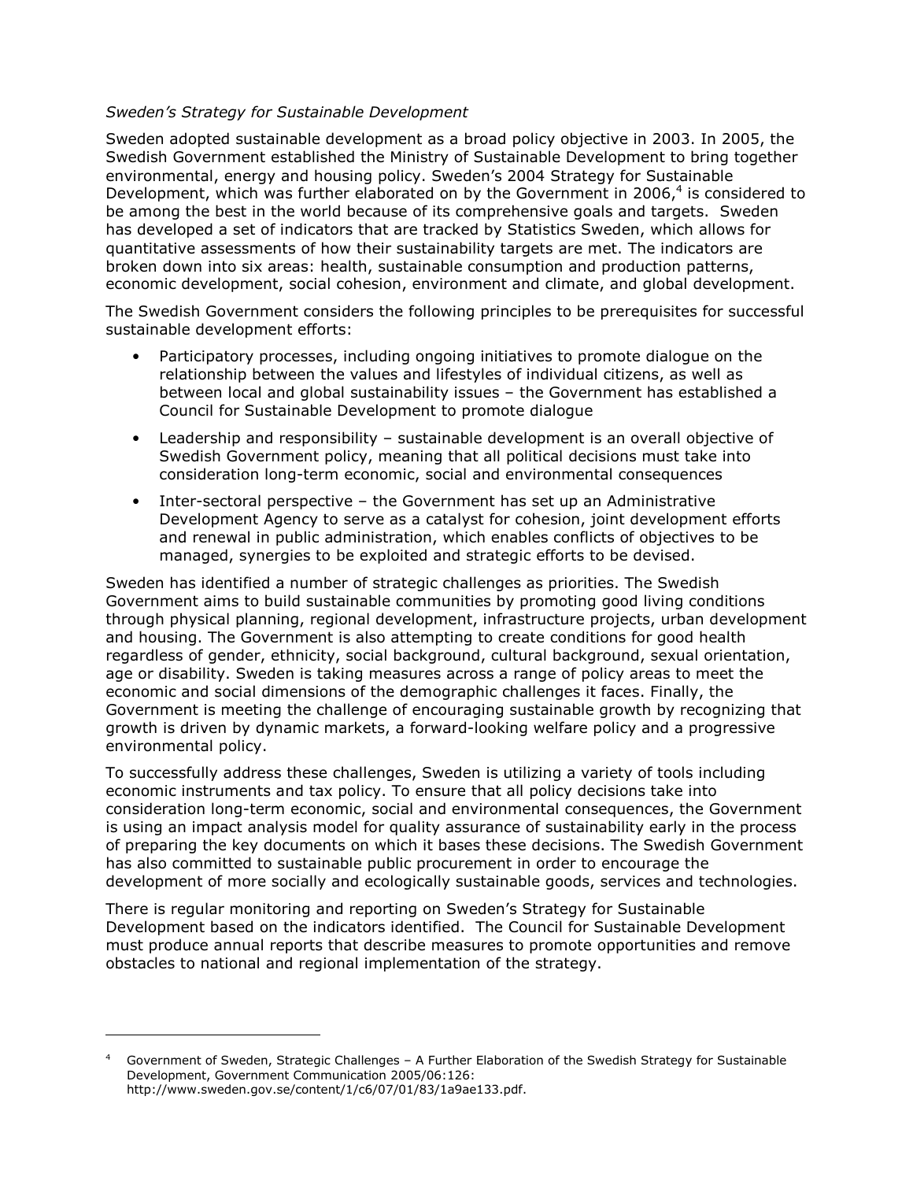*Sweden's Strategy for Sustainable Development*

Sweden adopted sustainable development as a broad policy objective in 2003. In 2005, the Swedish Government established the Ministry of Sustainable Development to bring together environmental, energy and housing policy. Sweden's 2004 Strategy for Sustainable Development, which was further elaborated on by the Government in 2006,[4] is considered to be among the best in the world because of its comprehensive goals and targets. Sweden has developed a set of indicators that are tracked by Statistics Sweden, which allows for quantitative assessments of how their sustainability targets are met. The indicators are broken down into six areas: health, sustainable consumption and production patterns, economic development, social cohesion, environment and climate, and global development.

The Swedish Government considers the following principles to be prerequisites for successful sustainable development efforts:

- Participatory processes, including ongoing initiatives to promote dialogue on the relationship between the values and lifestyles of individual citizens, as well as between local and global sustainability issues – the Government has established a Council for Sustainable Development to promote dialogue
- Leadership and responsibility – sustainable development is an overall objective of Swedish Government policy, meaning that all political decisions must take into consideration long-term economic, social and environmental consequences
- Inter-sectoral perspective – the Government has set up an Administrative Development Agency to serve as a catalyst for cohesion, joint development efforts and renewal in public administration, which enables conflicts of objectives to be managed, synergies to be exploited and strategic efforts to be devised.

Sweden has identified a number of strategic challenges as priorities. The Swedish Government aims to build sustainable communities by promoting good living conditions through physical planning, regional development, infrastructure projects, urban development and housing. The Government is also attempting to create conditions for good health regardless of gender, ethnicity, social background, cultural background, sexual orientation, age or disability. Sweden is taking measures across a range of policy areas to meet the economic and social dimensions of the demographic challenges it faces. Finally, the Government is meeting the challenge of encouraging sustainable growth by recognizing that growth is driven by dynamic markets, a forward-looking welfare policy and a progressive environmental policy.

To successfully address these challenges, Sweden is utilizing a variety of tools including economic instruments and tax policy. To ensure that all policy decisions take into consideration long-term economic, social and environmental consequences, the Government is using an impact analysis model for quality assurance of sustainability early in the process of preparing the key documents on which it bases these decisions. The Swedish Government has also committed to sustainable public procurement in order to encourage the development of more socially and ecologically sustainable goods, services and technologies.

There is regular monitoring and reporting on Sweden's Strategy for Sustainable Development based on the indicators identified. The Council for Sustainable Development must produce annual reports that describe measures to promote opportunities and remove obstacles to national and regional implementation of the strategy.

---

[4] Government of Sweden, Strategic Challenges – A Further Elaboration of the Swedish Strategy for Sustainable Development, Government Communication 2005/06:126: http://www.sweden.gov.se/content/1/c6/07/01/83/1a9ae133.pdf.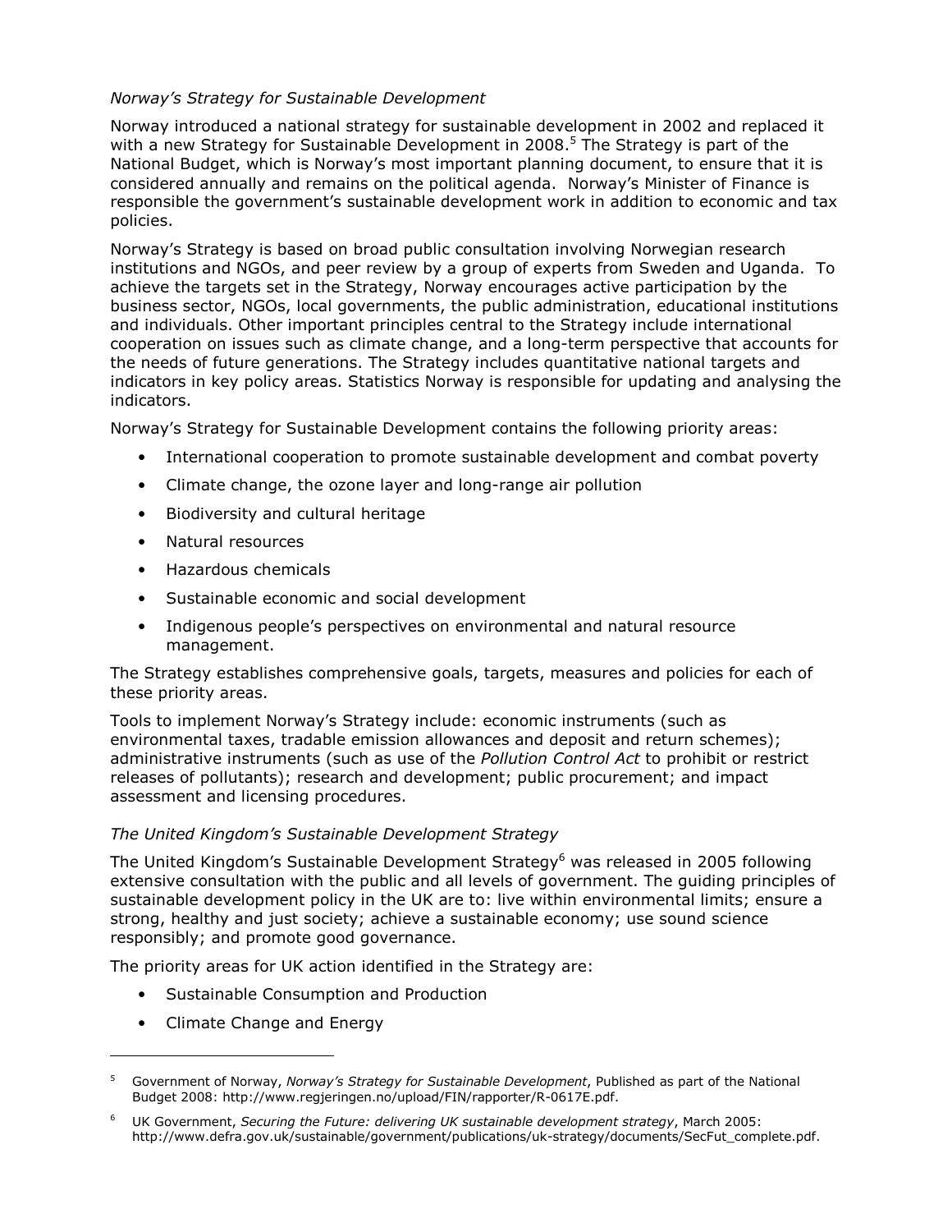*Norway's Strategy for Sustainable Development*

Norway introduced a national strategy for sustainable development in 2002 and replaced it with a new Strategy for Sustainable Development in 2008.[5] The Strategy is part of the National Budget, which is Norway's most important planning document, to ensure that it is considered annually and remains on the political agenda. Norway's Minister of Finance is responsible the government's sustainable development work in addition to economic and tax policies.

Norway's Strategy is based on broad public consultation involving Norwegian research institutions and NGOs, and peer review by a group of experts from Sweden and Uganda. To achieve the targets set in the Strategy, Norway encourages active participation by the business sector, NGOs, local governments, the public administration, educational institutions and individuals. Other important principles central to the Strategy include international cooperation on issues such as climate change, and a long-term perspective that accounts for the needs of future generations. The Strategy includes quantitative national targets and indicators in key policy areas. Statistics Norway is responsible for updating and analysing the indicators.

Norway's Strategy for Sustainable Development contains the following priority areas:

- International cooperation to promote sustainable development and combat poverty
- Climate change, the ozone layer and long-range air pollution
- Biodiversity and cultural heritage
- Natural resources
- Hazardous chemicals
- Sustainable economic and social development
- Indigenous people's perspectives on environmental and natural resource management.

The Strategy establishes comprehensive goals, targets, measures and policies for each of these priority areas.

Tools to implement Norway's Strategy include: economic instruments (such as environmental taxes, tradable emission allowances and deposit and return schemes); administrative instruments (such as use of the *Pollution Control Act* to prohibit or restrict releases of pollutants); research and development; public procurement; and impact assessment and licensing procedures.

*The United Kingdom's Sustainable Development Strategy*

The United Kingdom's Sustainable Development Strategy[6] was released in 2005 following extensive consultation with the public and all levels of government. The guiding principles of sustainable development policy in the UK are to: live within environmental limits; ensure a strong, healthy and just society; achieve a sustainable economy; use sound science responsibly; and promote good governance.

The priority areas for UK action identified in the Strategy are:

- Sustainable Consumption and Production
- Climate Change and Energy

---

[5] Government of Norway, *Norway's Strategy for Sustainable Development*, Published as part of the National Budget 2008: http://www.regjeringen.no/upload/FIN/rapporter/R-0617E.pdf.

[6] UK Government, *Securing the Future: delivering UK sustainable development strategy*, March 2005: http://www.defra.gov.uk/sustainable/government/publications/uk-strategy/documents/SecFut_complete.pdf.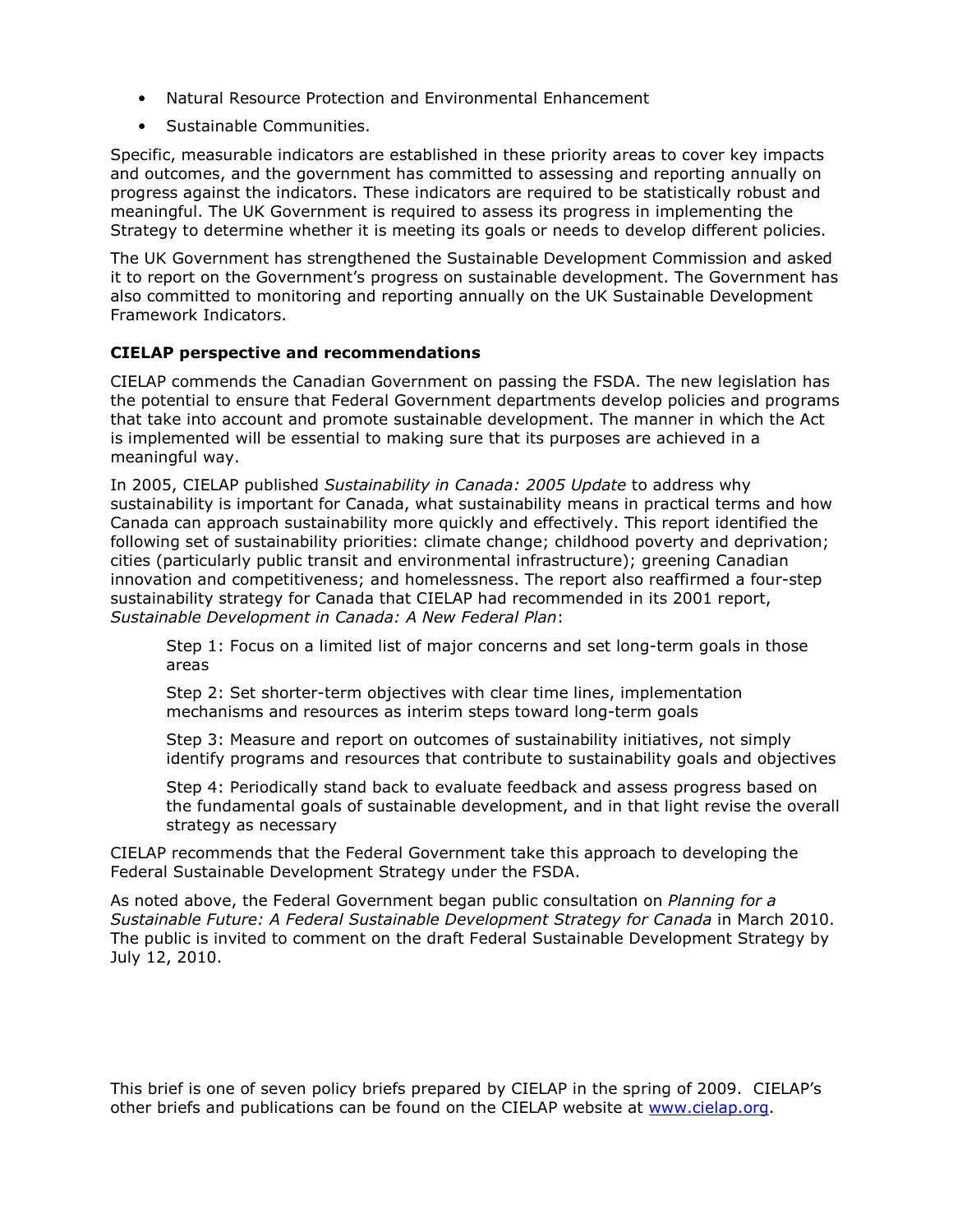- Natural Resource Protection and Environmental Enhancement
- Sustainable Communities.

Specific, measurable indicators are established in these priority areas to cover key impacts and outcomes, and the government has committed to assessing and reporting annually on progress against the indicators. These indicators are required to be statistically robust and meaningful. The UK Government is required to assess its progress in implementing the Strategy to determine whether it is meeting its goals or needs to develop different policies.

The UK Government has strengthened the Sustainable Development Commission and asked it to report on the Government's progress on sustainable development. The Government has also committed to monitoring and reporting annually on the UK Sustainable Development Framework Indicators.

**CIELAP perspective and recommendations**

CIELAP commends the Canadian Government on passing the FSDA. The new legislation has the potential to ensure that Federal Government departments develop policies and programs that take into account and promote sustainable development. The manner in which the Act is implemented will be essential to making sure that its purposes are achieved in a meaningful way.

In 2005, CIELAP published *Sustainability in Canada: 2005 Update* to address why sustainability is important for Canada, what sustainability means in practical terms and how Canada can approach sustainability more quickly and effectively. This report identified the following set of sustainability priorities: climate change; childhood poverty and deprivation; cities (particularly public transit and environmental infrastructure); greening Canadian innovation and competitiveness; and homelessness. The report also reaffirmed a four-step sustainability strategy for Canada that CIELAP had recommended in its 2001 report, *Sustainable Development in Canada: A New Federal Plan*:

> Step 1: Focus on a limited list of major concerns and set long-term goals in those areas
>
> Step 2: Set shorter-term objectives with clear time lines, implementation mechanisms and resources as interim steps toward long-term goals
>
> Step 3: Measure and report on outcomes of sustainability initiatives, not simply identify programs and resources that contribute to sustainability goals and objectives
>
> Step 4: Periodically stand back to evaluate feedback and assess progress based on the fundamental goals of sustainable development, and in that light revise the overall strategy as necessary

CIELAP recommends that the Federal Government take this approach to developing the Federal Sustainable Development Strategy under the FSDA.

As noted above, the Federal Government began public consultation on *Planning for a Sustainable Future: A Federal Sustainable Development Strategy for Canada* in March 2010. The public is invited to comment on the draft Federal Sustainable Development Strategy by July 12, 2010.

This brief is one of seven policy briefs prepared by CIELAP in the spring of 2009. CIELAP's other briefs and publications can be found on the CIELAP website at [www.cielap.org](http://www.cielap.org).